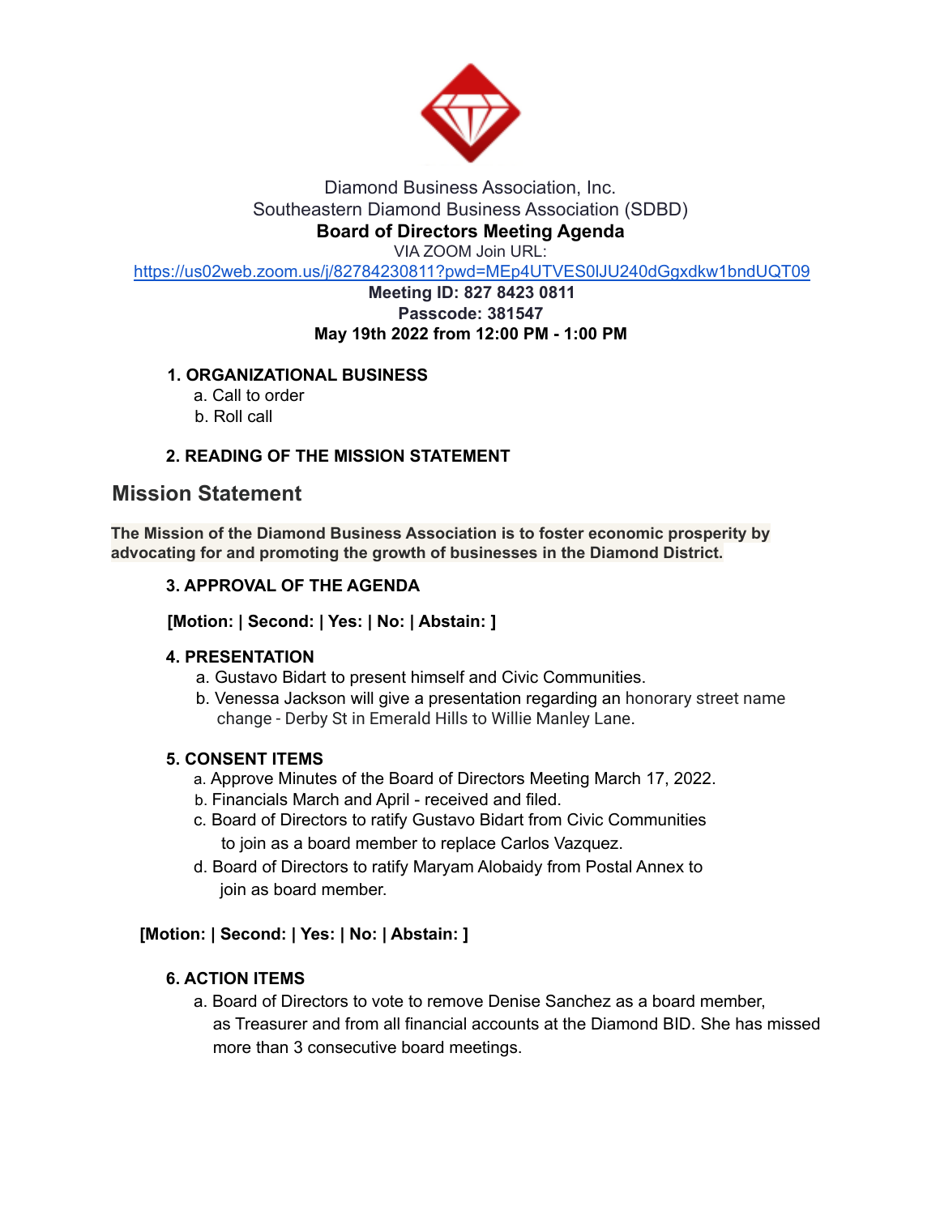Diamond Business Association, Inc.
Southeastern Diamond Business Association (SDBD)
**Board of Directors Meeting Agenda**
VIA ZOOM Join URL:
https://us02web.zoom.us/j/82784230811?pwd=MEp4UTVES0lJU240dGgxdkw1bndUQT09
**Meeting ID: 827 8423 0811**
**Passcode: 381547**
**May 19th 2022 from 12:00 PM - 1:00 PM**

**1. ORGANIZATIONAL BUSINESS**
   a. Call to order
   b. Roll call

**2. READING OF THE MISSION STATEMENT**

## Mission Statement

**The Mission of the Diamond Business Association is to foster economic prosperity by advocating for and promoting the growth of businesses in the Diamond District.**

**3. APPROVAL OF THE AGENDA**

**[Motion: | Second: | Yes: | No: | Abstain: ]**

**4. PRESENTATION**
   a. Gustavo Bidart to present himself and Civic Communities.
   b. Venessa Jackson will give a presentation regarding an honorary street name change - Derby St in Emerald Hills to Willie Manley Lane.

**5. CONSENT ITEMS**
   a. Approve Minutes of the Board of Directors Meeting March 17, 2022.
   b. Financials March and April - received and filed.
   c. Board of Directors to ratify Gustavo Bidart from Civic Communities to join as a board member to replace Carlos Vazquez.
   d. Board of Directors to ratify Maryam Alobaidy from Postal Annex to join as board member.

**[Motion: | Second: | Yes: | No: | Abstain: ]**

**6. ACTION ITEMS**
   a. Board of Directors to vote to remove Denise Sanchez as a board member, as Treasurer and from all financial accounts at the Diamond BID. She has missed more than 3 consecutive board meetings.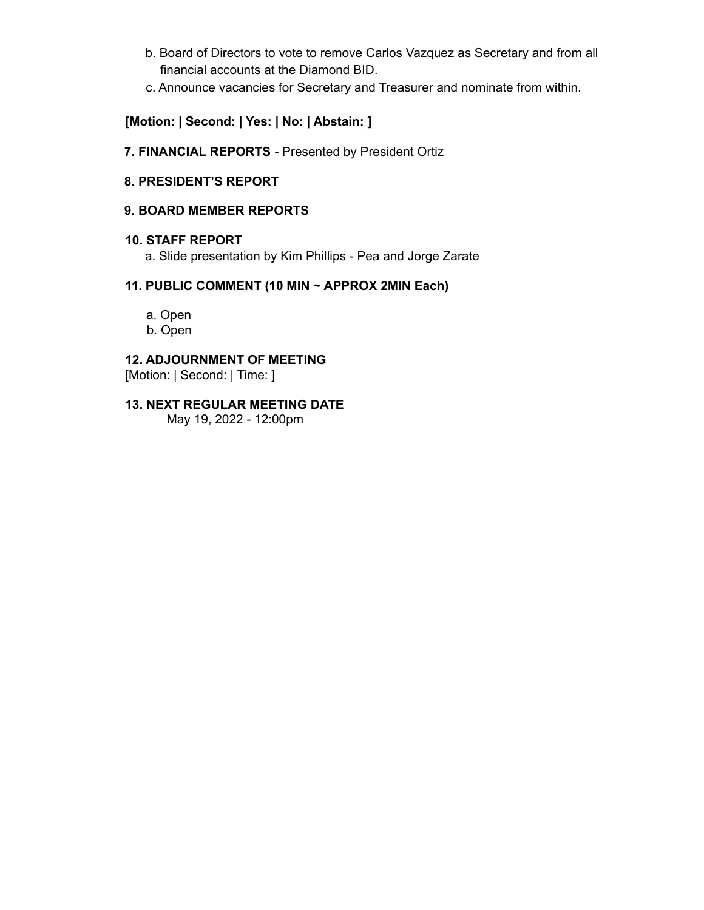b. Board of Directors to vote to remove Carlos Vazquez as Secretary and from all financial accounts at the Diamond BID.

c. Announce vacancies for Secretary and Treasurer and nominate from within.

**[Motion: | Second: | Yes: | No: | Abstain: ]**

**7. FINANCIAL REPORTS -** Presented by President Ortiz

**8. PRESIDENT'S REPORT**

**9. BOARD MEMBER REPORTS**

**10. STAFF REPORT**

a. Slide presentation by Kim Phillips - Pea and Jorge Zarate

**11. PUBLIC COMMENT (10 MIN ~ APPROX 2MIN Each)**

a. Open

b. Open

**12. ADJOURNMENT OF MEETING**

[Motion: | Second: | Time: ]

**13. NEXT REGULAR MEETING DATE**

May 19, 2022 - 12:00pm